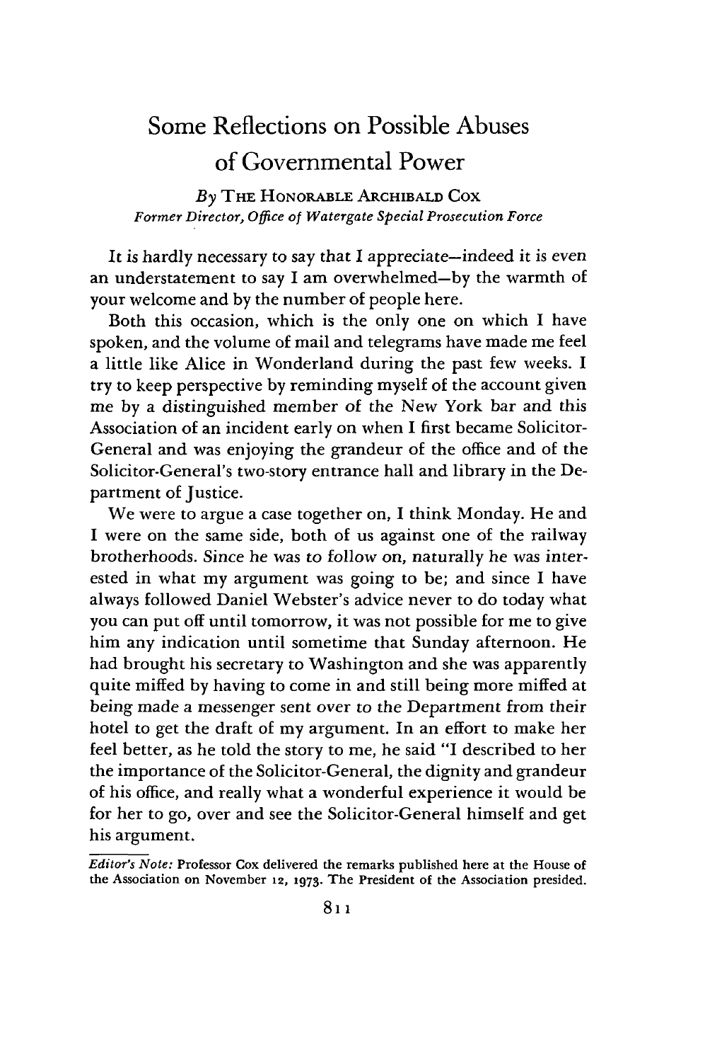# Some Reflections on Possible Abuses of Governmental Power

*By* THE HONORABLE ARCHIBALD COX
*Former Director, Office of Watergate Special Prosecution Force*

It is hardly necessary to say that I appreciate—indeed it is even an understatement to say I am overwhelmed—by the warmth of your welcome and by the number of people here.

Both this occasion, which is the only one on which I have spoken, and the volume of mail and telegrams have made me feel a little like Alice in Wonderland during the past few weeks. I try to keep perspective by reminding myself of the account given me by a distinguished member of the New York bar and this Association of an incident early on when I first became Solicitor-General and was enjoying the grandeur of the office and of the Solicitor-General's two-story entrance hall and library in the Department of Justice.

We were to argue a case together on, I think Monday. He and I were on the same side, both of us against one of the railway brotherhoods. Since he was to follow on, naturally he was interested in what my argument was going to be; and since I have always followed Daniel Webster's advice never to do today what you can put off until tomorrow, it was not possible for me to give him any indication until sometime that Sunday afternoon. He had brought his secretary to Washington and she was apparently quite miffed by having to come in and still being more miffed at being made a messenger sent over to the Department from their hotel to get the draft of my argument. In an effort to make her feel better, as he told the story to me, he said "I described to her the importance of the Solicitor-General, the dignity and grandeur of his office, and really what a wonderful experience it would be for her to go, over and see the Solicitor-General himself and get his argument.

---

*Editor's Note:* Professor Cox delivered the remarks published here at the House of the Association on November 12, 1973. The President of the Association presided.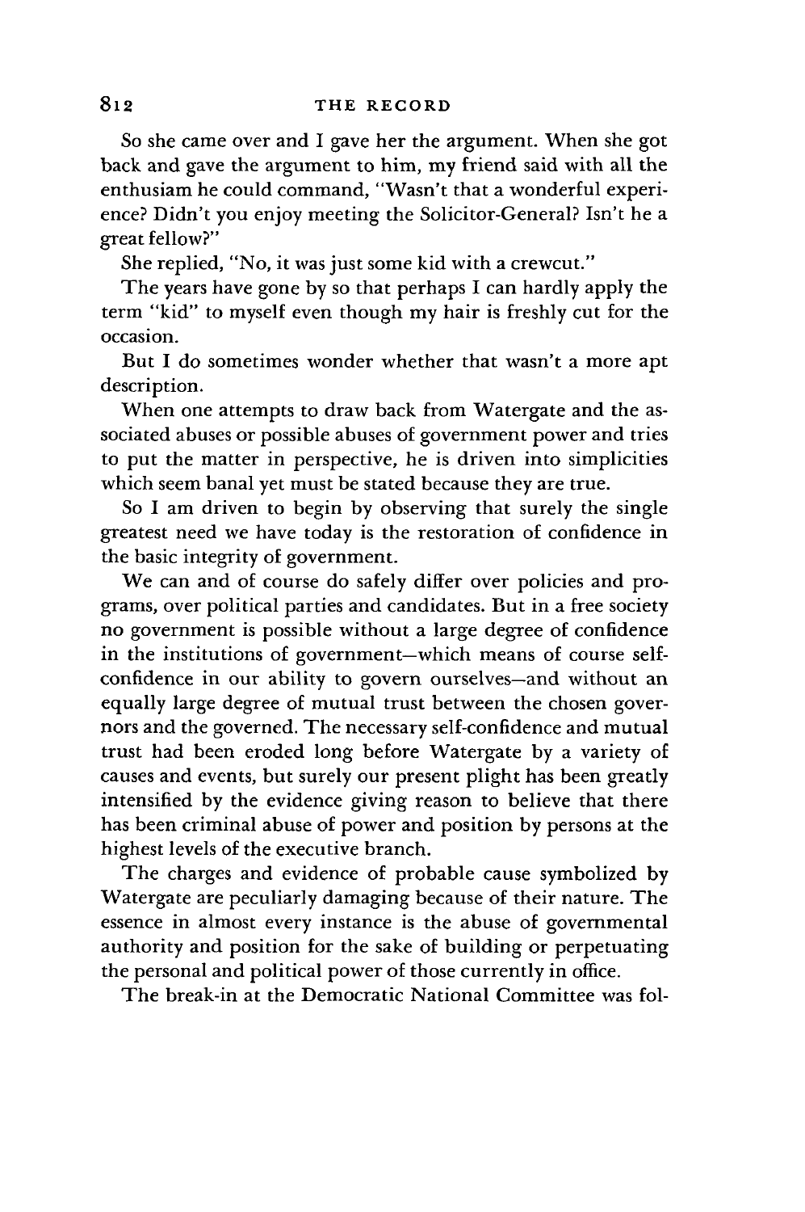So she came over and I gave her the argument. When she got back and gave the argument to him, my friend said with all the enthusiam he could command, "Wasn't that a wonderful experience? Didn't you enjoy meeting the Solicitor-General? Isn't he a great fellow?"

She replied, "No, it was just some kid with a crewcut."

The years have gone by so that perhaps I can hardly apply the term "kid" to myself even though my hair is freshly cut for the occasion.

But I do sometimes wonder whether that wasn't a more apt description.

When one attempts to draw back from Watergate and the associated abuses or possible abuses of government power and tries to put the matter in perspective, he is driven into simplicities which seem banal yet must be stated because they are true.

So I am driven to begin by observing that surely the single greatest need we have today is the restoration of confidence in the basic integrity of government.

We can and of course do safely differ over policies and programs, over political parties and candidates. But in a free society no government is possible without a large degree of confidence in the institutions of government—which means of course self-confidence in our ability to govern ourselves—and without an equally large degree of mutual trust between the chosen governors and the governed. The necessary self-confidence and mutual trust had been eroded long before Watergate by a variety of causes and events, but surely our present plight has been greatly intensified by the evidence giving reason to believe that there has been criminal abuse of power and position by persons at the highest levels of the executive branch.

The charges and evidence of probable cause symbolized by Watergate are peculiarly damaging because of their nature. The essence in almost every instance is the abuse of governmental authority and position for the sake of building or perpetuating the personal and political power of those currently in office.

The break-in at the Democratic National Committee was fol-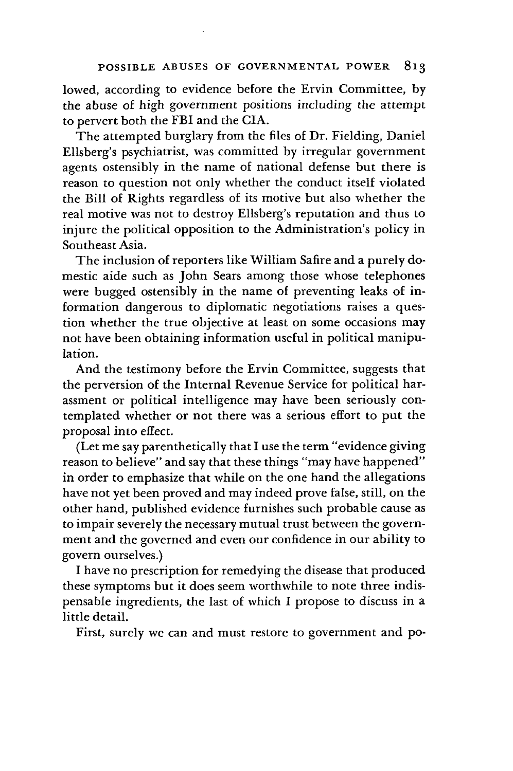lowed, according to evidence before the Ervin Committee, by the abuse of high government positions including the attempt to pervert both the FBI and the CIA.

The attempted burglary from the files of Dr. Fielding, Daniel Ellsberg's psychiatrist, was committed by irregular government agents ostensibly in the name of national defense but there is reason to question not only whether the conduct itself violated the Bill of Rights regardless of its motive but also whether the real motive was not to destroy Ellsberg's reputation and thus to injure the political opposition to the Administration's policy in Southeast Asia.

The inclusion of reporters like William Safire and a purely domestic aide such as John Sears among those whose telephones were bugged ostensibly in the name of preventing leaks of information dangerous to diplomatic negotiations raises a question whether the true objective at least on some occasions may not have been obtaining information useful in political manipulation.

And the testimony before the Ervin Committee, suggests that the perversion of the Internal Revenue Service for political harassment or political intelligence may have been seriously contemplated whether or not there was a serious effort to put the proposal into effect.

(Let me say parenthetically that I use the term "evidence giving reason to believe" and say that these things "may have happened" in order to emphasize that while on the one hand the allegations have not yet been proved and may indeed prove false, still, on the other hand, published evidence furnishes such probable cause as to impair severely the necessary mutual trust between the government and the governed and even our confidence in our ability to govern ourselves.)

I have no prescription for remedying the disease that produced these symptoms but it does seem worthwhile to note three indispensable ingredients, the last of which I propose to discuss in a little detail.

First, surely we can and must restore to government and po-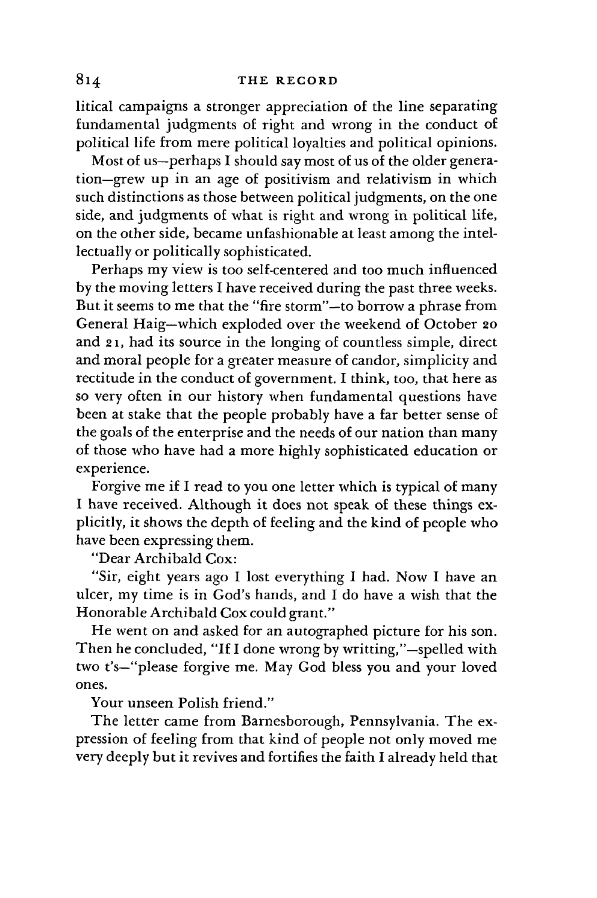litical campaigns a stronger appreciation of the line separating fundamental judgments of right and wrong in the conduct of political life from mere political loyalties and political opinions.

Most of us—perhaps I should say most of us of the older generation—grew up in an age of positivism and relativism in which such distinctions as those between political judgments, on the one side, and judgments of what is right and wrong in political life, on the other side, became unfashionable at least among the intellectually or politically sophisticated.

Perhaps my view is too self-centered and too much influenced by the moving letters I have received during the past three weeks. But it seems to me that the "fire storm"—to borrow a phrase from General Haig—which exploded over the weekend of October 20 and 21, had its source in the longing of countless simple, direct and moral people for a greater measure of candor, simplicity and rectitude in the conduct of government. I think, too, that here as so very often in our history when fundamental questions have been at stake that the people probably have a far better sense of the goals of the enterprise and the needs of our nation than many of those who have had a more highly sophisticated education or experience.

Forgive me if I read to you one letter which is typical of many I have received. Although it does not speak of these things explicitly, it shows the depth of feeling and the kind of people who have been expressing them.

"Dear Archibald Cox:

"Sir, eight years ago I lost everything I had. Now I have an ulcer, my time is in God's hands, and I do have a wish that the Honorable Archibald Cox could grant."

He went on and asked for an autographed picture for his son. Then he concluded, "If I done wrong by writting,"—spelled with two t's—"please forgive me. May God bless you and your loved ones.

Your unseen Polish friend."

The letter came from Barnesborough, Pennsylvania. The expression of feeling from that kind of people not only moved me very deeply but it revives and fortifies the faith I already held that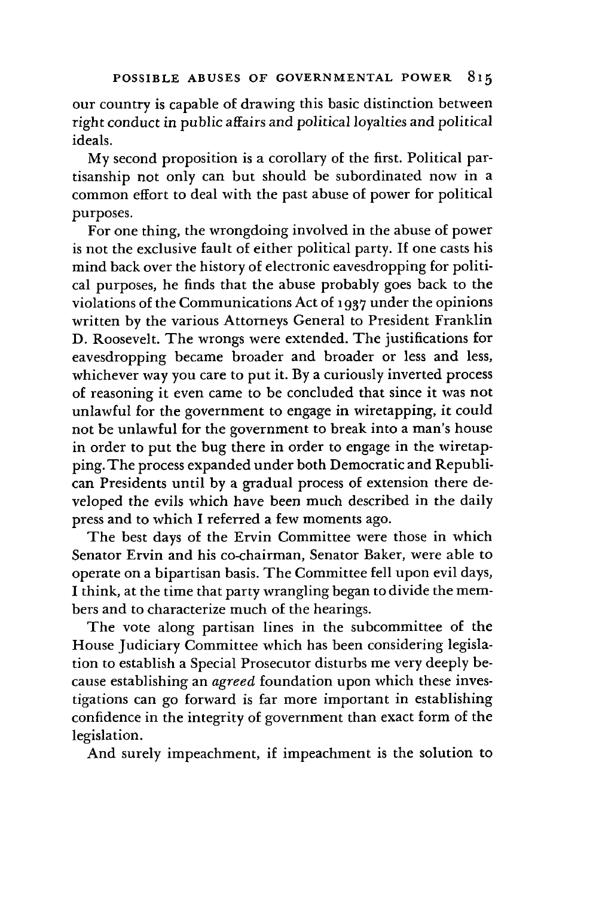our country is capable of drawing this basic distinction between right conduct in public affairs and political loyalties and political ideals.

My second proposition is a corollary of the first. Political partisanship not only can but should be subordinated now in a common effort to deal with the past abuse of power for political purposes.

For one thing, the wrongdoing involved in the abuse of power is not the exclusive fault of either political party. If one casts his mind back over the history of electronic eavesdropping for political purposes, he finds that the abuse probably goes back to the violations of the Communications Act of 1937 under the opinions written by the various Attorneys General to President Franklin D. Roosevelt. The wrongs were extended. The justifications for eavesdropping became broader and broader or less and less, whichever way you care to put it. By a curiously inverted process of reasoning it even came to be concluded that since it was not unlawful for the government to engage in wiretapping, it could not be unlawful for the government to break into a man's house in order to put the bug there in order to engage in the wiretapping. The process expanded under both Democratic and Republican Presidents until by a gradual process of extension there developed the evils which have been much described in the daily press and to which I referred a few moments ago.

The best days of the Ervin Committee were those in which Senator Ervin and his co-chairman, Senator Baker, were able to operate on a bipartisan basis. The Committee fell upon evil days, I think, at the time that party wrangling began to divide the members and to characterize much of the hearings.

The vote along partisan lines in the subcommittee of the House Judiciary Committee which has been considering legislation to establish a Special Prosecutor disturbs me very deeply because establishing an *agreed* foundation upon which these investigations can go forward is far more important in establishing confidence in the integrity of government than exact form of the legislation.

And surely impeachment, if impeachment is the solution to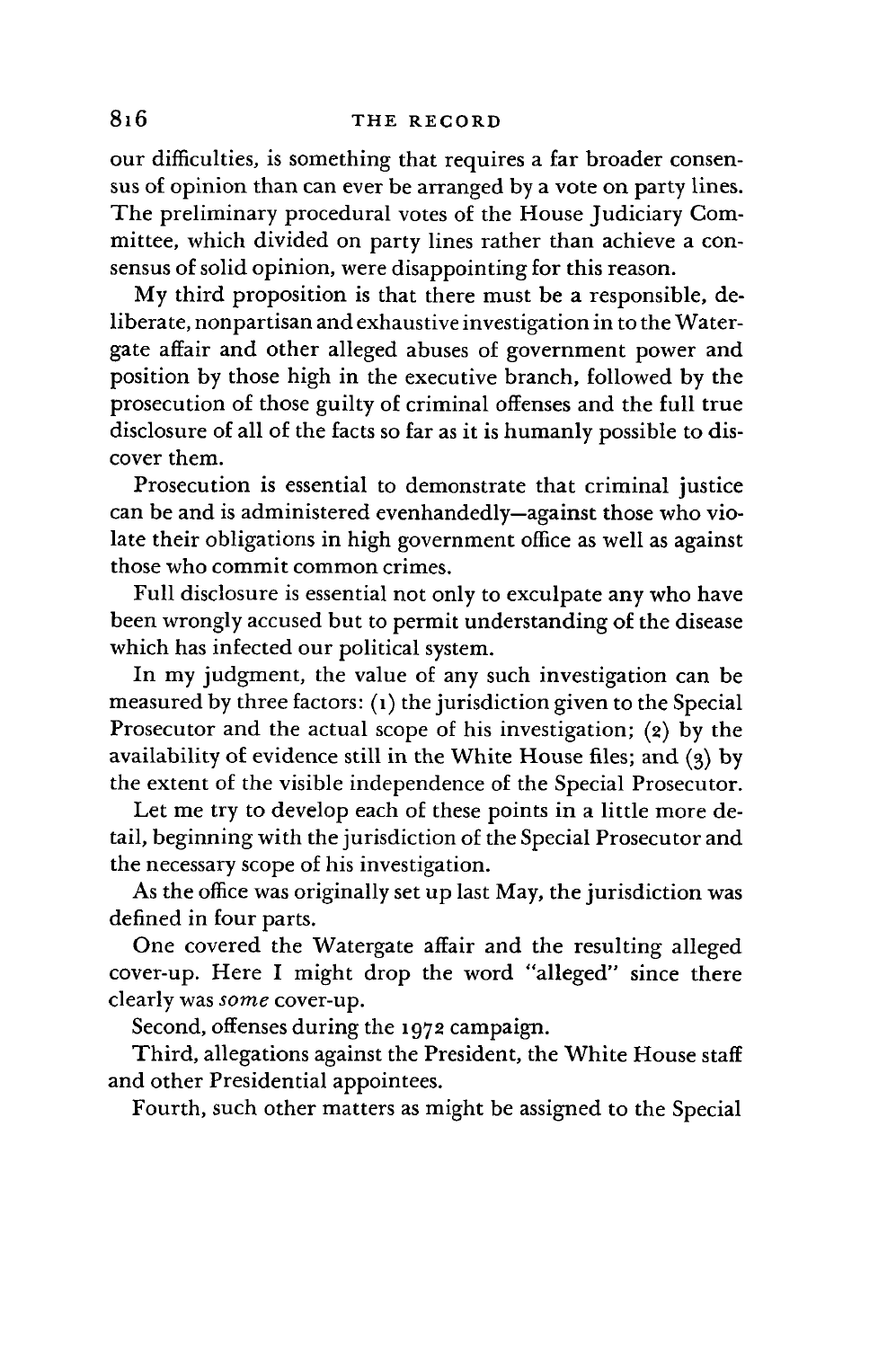our difficulties, is something that requires a far broader consensus of opinion than can ever be arranged by a vote on party lines. The preliminary procedural votes of the House Judiciary Committee, which divided on party lines rather than achieve a consensus of solid opinion, were disappointing for this reason.

My third proposition is that there must be a responsible, deliberate, nonpartisan and exhaustive investigation in to the Watergate affair and other alleged abuses of government power and position by those high in the executive branch, followed by the prosecution of those guilty of criminal offenses and the full true disclosure of all of the facts so far as it is humanly possible to discover them.

Prosecution is essential to demonstrate that criminal justice can be and is administered evenhandedly—against those who violate their obligations in high government office as well as against those who commit common crimes.

Full disclosure is essential not only to exculpate any who have been wrongly accused but to permit understanding of the disease which has infected our political system.

In my judgment, the value of any such investigation can be measured by three factors: (1) the jurisdiction given to the Special Prosecutor and the actual scope of his investigation; (2) by the availability of evidence still in the White House files; and (3) by the extent of the visible independence of the Special Prosecutor.

Let me try to develop each of these points in a little more detail, beginning with the jurisdiction of the Special Prosecutor and the necessary scope of his investigation.

As the office was originally set up last May, the jurisdiction was defined in four parts.

One covered the Watergate affair and the resulting alleged cover-up. Here I might drop the word "alleged" since there clearly was *some* cover-up.

Second, offenses during the 1972 campaign.

Third, allegations against the President, the White House staff and other Presidential appointees.

Fourth, such other matters as might be assigned to the Special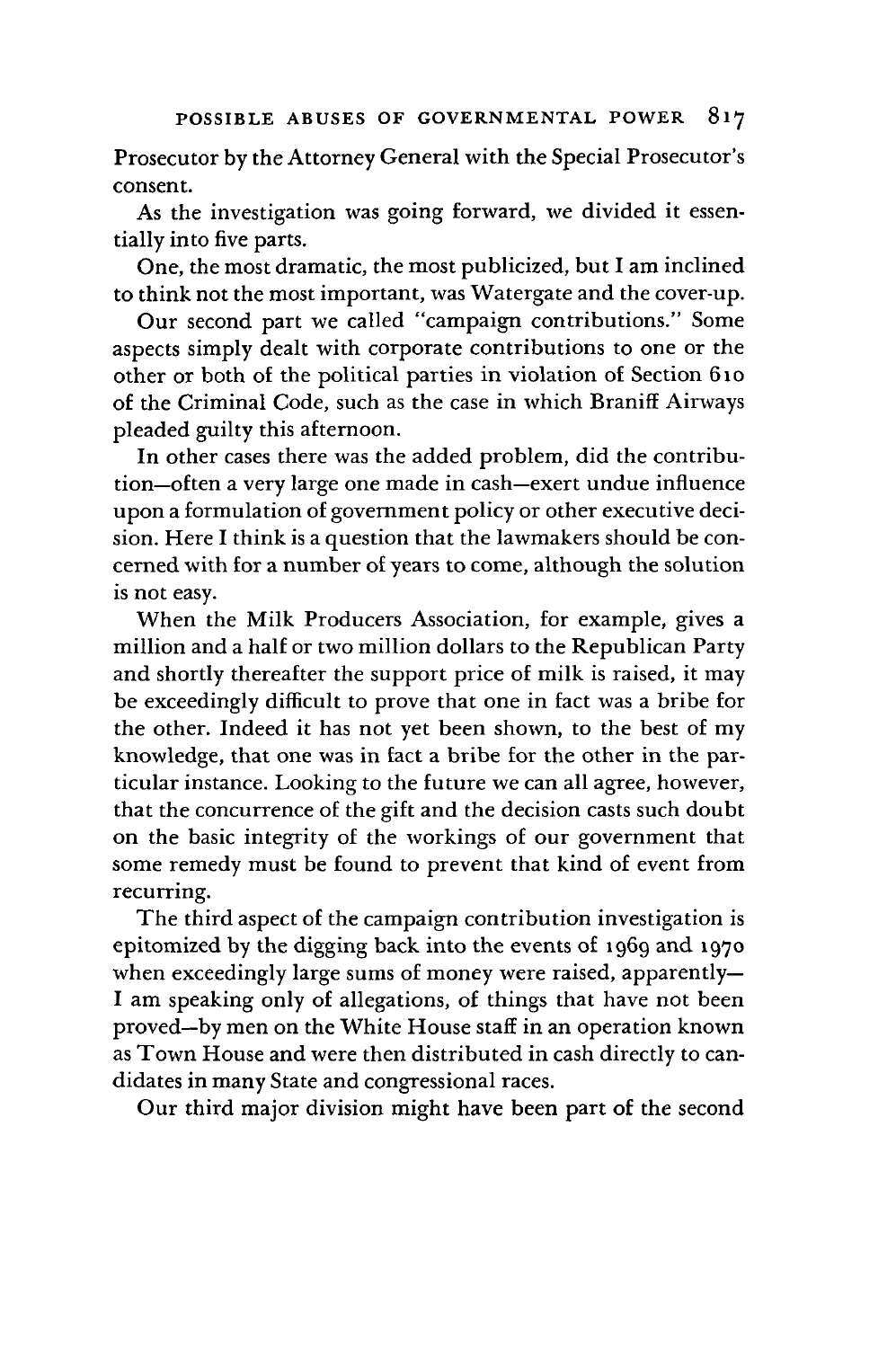Prosecutor by the Attorney General with the Special Prosecutor's consent.

As the investigation was going forward, we divided it essentially into five parts.

One, the most dramatic, the most publicized, but I am inclined to think not the most important, was Watergate and the cover-up.

Our second part we called "campaign contributions." Some aspects simply dealt with corporate contributions to one or the other or both of the political parties in violation of Section 610 of the Criminal Code, such as the case in which Braniff Airways pleaded guilty this afternoon.

In other cases there was the added problem, did the contribution—often a very large one made in cash—exert undue influence upon a formulation of government policy or other executive decision. Here I think is a question that the lawmakers should be concerned with for a number of years to come, although the solution is not easy.

When the Milk Producers Association, for example, gives a million and a half or two million dollars to the Republican Party and shortly thereafter the support price of milk is raised, it may be exceedingly difficult to prove that one in fact was a bribe for the other. Indeed it has not yet been shown, to the best of my knowledge, that one was in fact a bribe for the other in the particular instance. Looking to the future we can all agree, however, that the concurrence of the gift and the decision casts such doubt on the basic integrity of the workings of our government that some remedy must be found to prevent that kind of event from recurring.

The third aspect of the campaign contribution investigation is epitomized by the digging back into the events of 1969 and 1970 when exceedingly large sums of money were raised, apparently—I am speaking only of allegations, of things that have not been proved—by men on the White House staff in an operation known as Town House and were then distributed in cash directly to candidates in many State and congressional races.

Our third major division might have been part of the second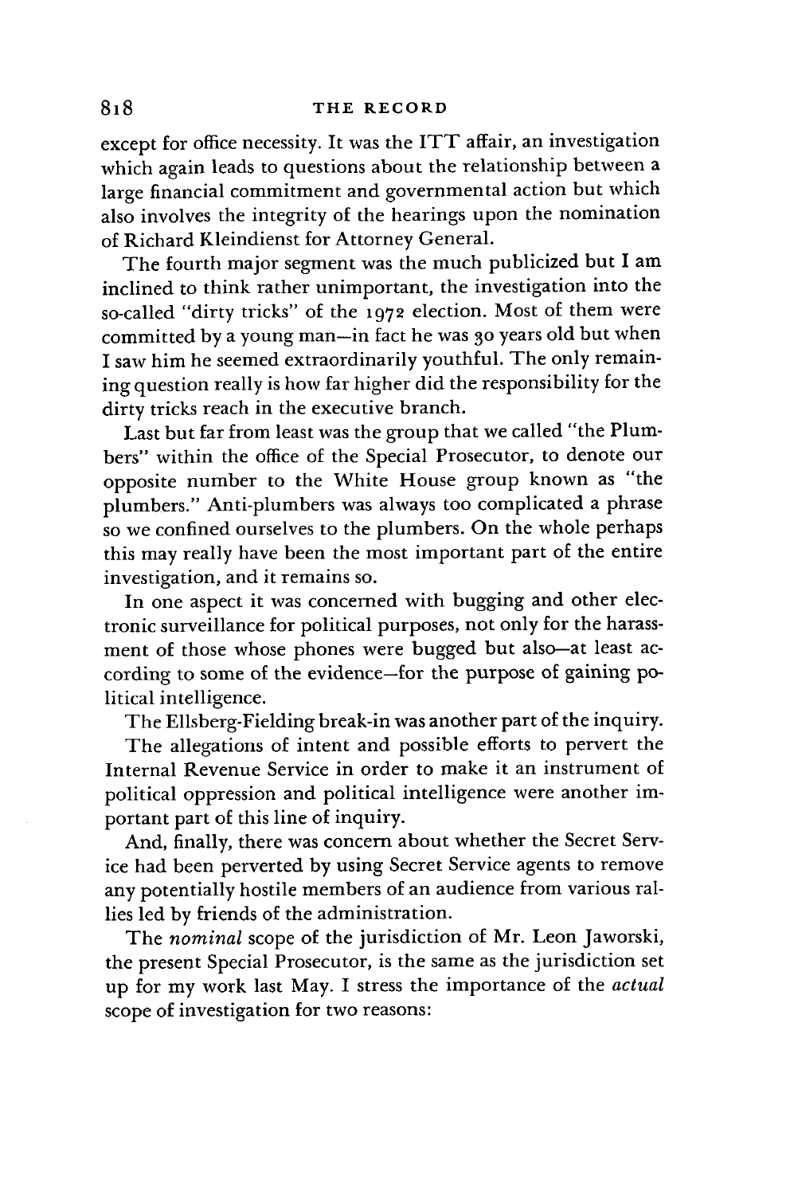except for office necessity. It was the ITT affair, an investigation which again leads to questions about the relationship between a large financial commitment and governmental action but which also involves the integrity of the hearings upon the nomination of Richard Kleindienst for Attorney General.

The fourth major segment was the much publicized but I am inclined to think rather unimportant, the investigation into the so-called "dirty tricks" of the 1972 election. Most of them were committed by a young man—in fact he was 30 years old but when I saw him he seemed extraordinarily youthful. The only remaining question really is how far higher did the responsibility for the dirty tricks reach in the executive branch.

Last but far from least was the group that we called "the Plumbers" within the office of the Special Prosecutor, to denote our opposite number to the White House group known as "the plumbers." Anti-plumbers was always too complicated a phrase so we confined ourselves to the plumbers. On the whole perhaps this may really have been the most important part of the entire investigation, and it remains so.

In one aspect it was concerned with bugging and other electronic surveillance for political purposes, not only for the harassment of those whose phones were bugged but also—at least according to some of the evidence—for the purpose of gaining political intelligence.

The Ellsberg-Fielding break-in was another part of the inquiry.

The allegations of intent and possible efforts to pervert the Internal Revenue Service in order to make it an instrument of political oppression and political intelligence were another important part of this line of inquiry.

And, finally, there was concern about whether the Secret Service had been perverted by using Secret Service agents to remove any potentially hostile members of an audience from various rallies led by friends of the administration.

The *nominal* scope of the jurisdiction of Mr. Leon Jaworski, the present Special Prosecutor, is the same as the jurisdiction set up for my work last May. I stress the importance of the *actual* scope of investigation for two reasons: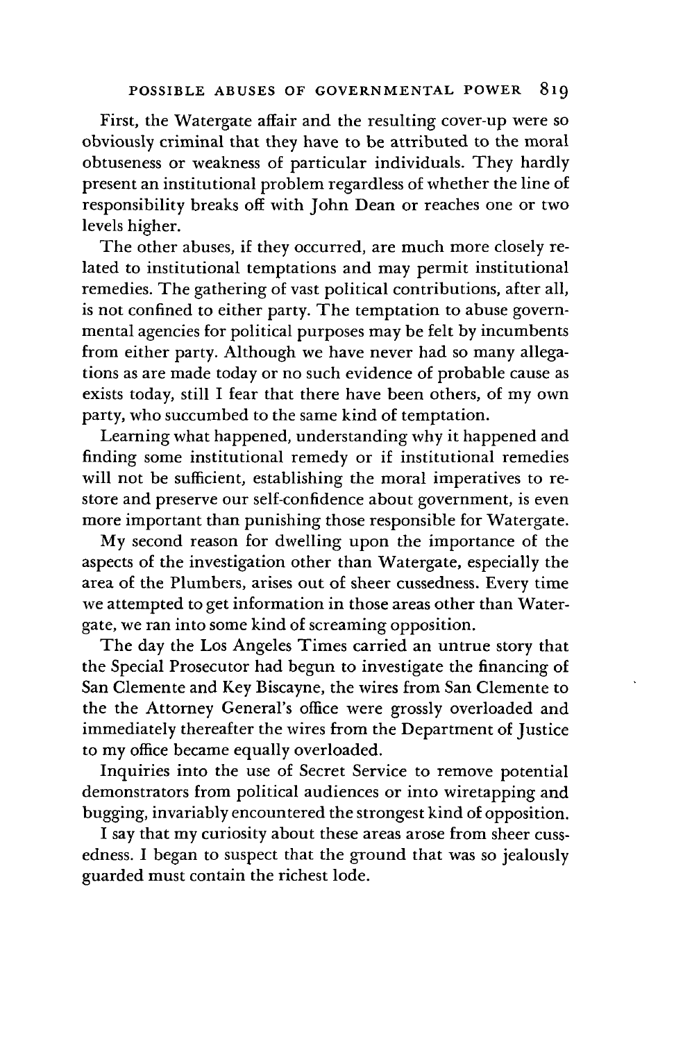First, the Watergate affair and the resulting cover-up were so obviously criminal that they have to be attributed to the moral obtuseness or weakness of particular individuals. They hardly present an institutional problem regardless of whether the line of responsibility breaks off with John Dean or reaches one or two levels higher.

The other abuses, if they occurred, are much more closely related to institutional temptations and may permit institutional remedies. The gathering of vast political contributions, after all, is not confined to either party. The temptation to abuse governmental agencies for political purposes may be felt by incumbents from either party. Although we have never had so many allegations as are made today or no such evidence of probable cause as exists today, still I fear that there have been others, of my own party, who succumbed to the same kind of temptation.

Learning what happened, understanding why it happened and finding some institutional remedy or if institutional remedies will not be sufficient, establishing the moral imperatives to restore and preserve our self-confidence about government, is even more important than punishing those responsible for Watergate.

My second reason for dwelling upon the importance of the aspects of the investigation other than Watergate, especially the area of the Plumbers, arises out of sheer cussedness. Every time we attempted to get information in those areas other than Watergate, we ran into some kind of screaming opposition.

The day the Los Angeles Times carried an untrue story that the Special Prosecutor had begun to investigate the financing of San Clemente and Key Biscayne, the wires from San Clemente to the the Attorney General's office were grossly overloaded and immediately thereafter the wires from the Department of Justice to my office became equally overloaded.

Inquiries into the use of Secret Service to remove potential demonstrators from political audiences or into wiretapping and bugging, invariably encountered the strongest kind of opposition.

I say that my curiosity about these areas arose from sheer cussedness. I began to suspect that the ground that was so jealously guarded must contain the richest lode.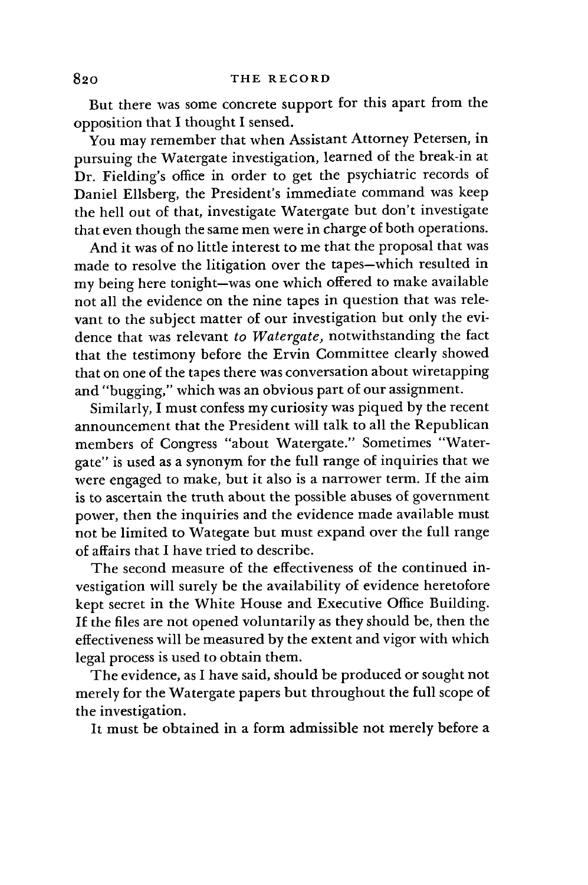But there was some concrete support for this apart from the opposition that I thought I sensed.

You may remember that when Assistant Attorney Petersen, in pursuing the Watergate investigation, learned of the break-in at Dr. Fielding's office in order to get the psychiatric records of Daniel Ellsberg, the President's immediate command was keep the hell out of that, investigate Watergate but don't investigate that even though the same men were in charge of both operations.

And it was of no little interest to me that the proposal that was made to resolve the litigation over the tapes—which resulted in my being here tonight—was one which offered to make available not all the evidence on the nine tapes in question that was relevant to the subject matter of our investigation but only the evidence that was relevant *to Watergate,* notwithstanding the fact that the testimony before the Ervin Committee clearly showed that on one of the tapes there was conversation about wiretapping and "bugging," which was an obvious part of our assignment.

Similarly, I must confess my curiosity was piqued by the recent announcement that the President will talk to all the Republican members of Congress "about Watergate." Sometimes "Watergate" is used as a synonym for the full range of inquiries that we were engaged to make, but it also is a narrower term. If the aim is to ascertain the truth about the possible abuses of government power, then the inquiries and the evidence made available must not be limited to Wategate but must expand over the full range of affairs that I have tried to describe.

The second measure of the effectiveness of the continued investigation will surely be the availability of evidence heretofore kept secret in the White House and Executive Office Building. If the files are not opened voluntarily as they should be, then the effectiveness will be measured by the extent and vigor with which legal process is used to obtain them.

The evidence, as I have said, should be produced or sought not merely for the Watergate papers but throughout the full scope of the investigation.

It must be obtained in a form admissible not merely before a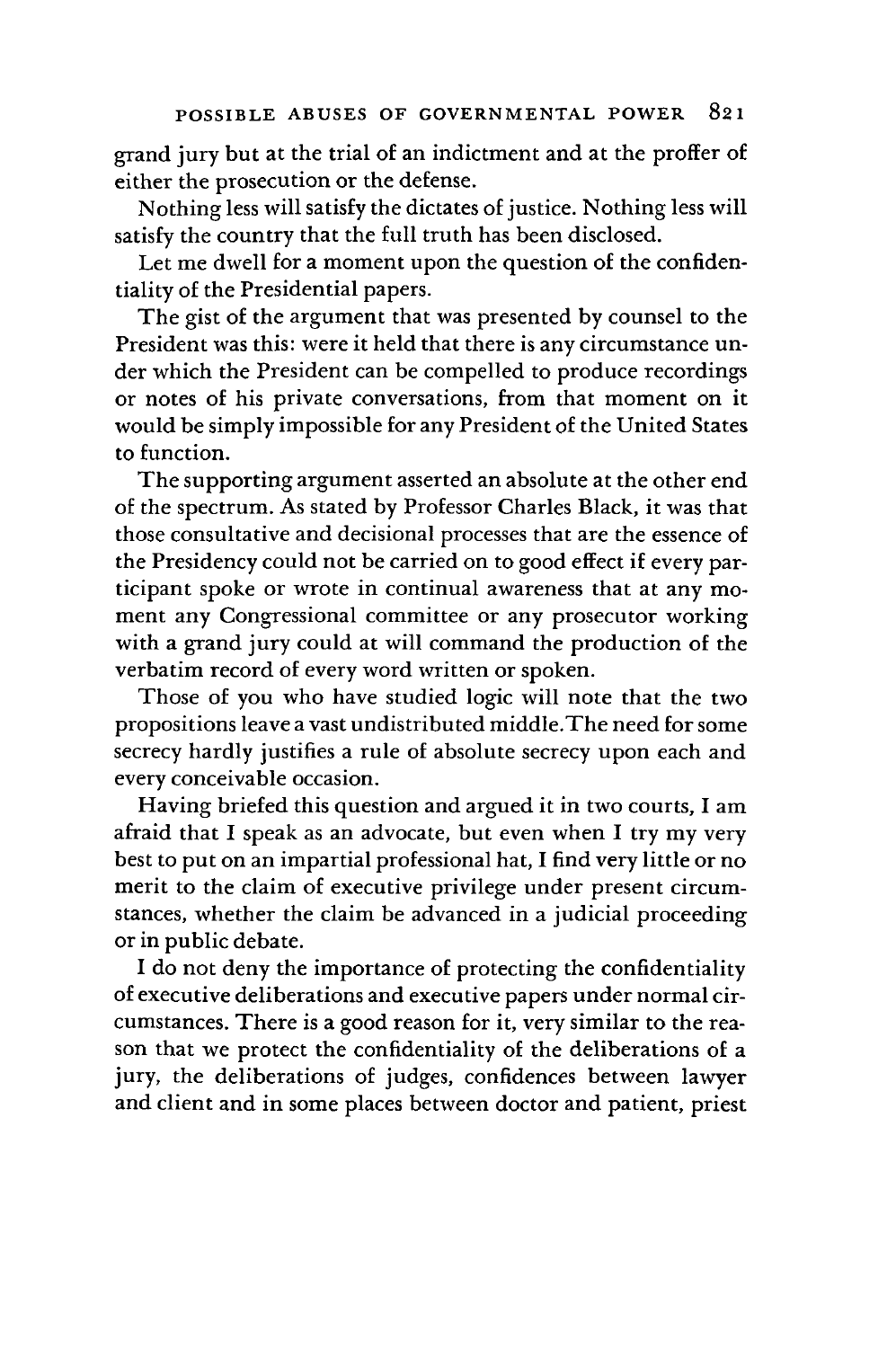grand jury but at the trial of an indictment and at the proffer of either the prosecution or the defense.

Nothing less will satisfy the dictates of justice. Nothing less will satisfy the country that the full truth has been disclosed.

Let me dwell for a moment upon the question of the confidentiality of the Presidential papers.

The gist of the argument that was presented by counsel to the President was this: were it held that there is any circumstance under which the President can be compelled to produce recordings or notes of his private conversations, from that moment on it would be simply impossible for any President of the United States to function.

The supporting argument asserted an absolute at the other end of the spectrum. As stated by Professor Charles Black, it was that those consultative and decisional processes that are the essence of the Presidency could not be carried on to good effect if every participant spoke or wrote in continual awareness that at any moment any Congressional committee or any prosecutor working with a grand jury could at will command the production of the verbatim record of every word written or spoken.

Those of you who have studied logic will note that the two propositions leave a vast undistributed middle. The need for some secrecy hardly justifies a rule of absolute secrecy upon each and every conceivable occasion.

Having briefed this question and argued it in two courts, I am afraid that I speak as an advocate, but even when I try my very best to put on an impartial professional hat, I find very little or no merit to the claim of executive privilege under present circumstances, whether the claim be advanced in a judicial proceeding or in public debate.

I do not deny the importance of protecting the confidentiality of executive deliberations and executive papers under normal circumstances. There is a good reason for it, very similar to the reason that we protect the confidentiality of the deliberations of a jury, the deliberations of judges, confidences between lawyer and client and in some places between doctor and patient, priest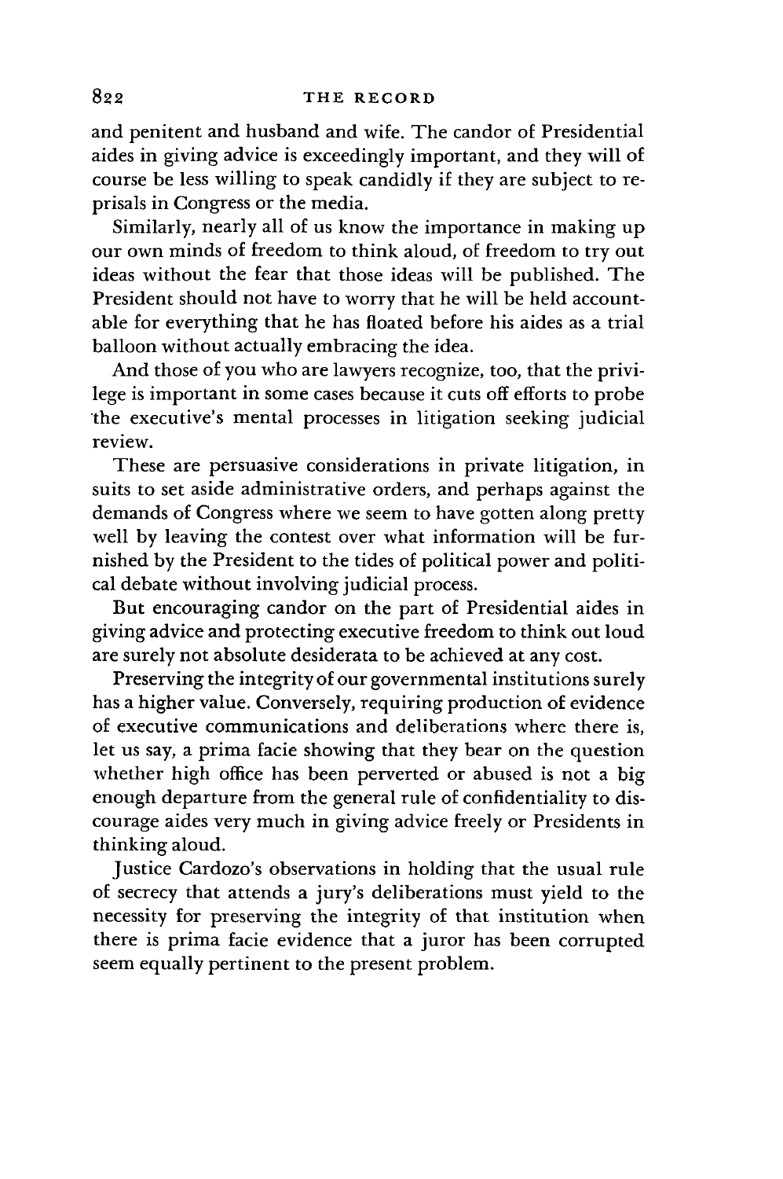and penitent and husband and wife. The candor of Presidential aides in giving advice is exceedingly important, and they will of course be less willing to speak candidly if they are subject to reprisals in Congress or the media.

Similarly, nearly all of us know the importance in making up our own minds of freedom to think aloud, of freedom to try out ideas without the fear that those ideas will be published. The President should not have to worry that he will be held accountable for everything that he has floated before his aides as a trial balloon without actually embracing the idea.

And those of you who are lawyers recognize, too, that the privilege is important in some cases because it cuts off efforts to probe the executive's mental processes in litigation seeking judicial review.

These are persuasive considerations in private litigation, in suits to set aside administrative orders, and perhaps against the demands of Congress where we seem to have gotten along pretty well by leaving the contest over what information will be furnished by the President to the tides of political power and political debate without involving judicial process.

But encouraging candor on the part of Presidential aides in giving advice and protecting executive freedom to think out loud are surely not absolute desiderata to be achieved at any cost.

Preserving the integrity of our governmental institutions surely has a higher value. Conversely, requiring production of evidence of executive communications and deliberations where there is, let us say, a prima facie showing that they bear on the question whether high office has been perverted or abused is not a big enough departure from the general rule of confidentiality to discourage aides very much in giving advice freely or Presidents in thinking aloud.

Justice Cardozo's observations in holding that the usual rule of secrecy that attends a jury's deliberations must yield to the necessity for preserving the integrity of that institution when there is prima facie evidence that a juror has been corrupted seem equally pertinent to the present problem.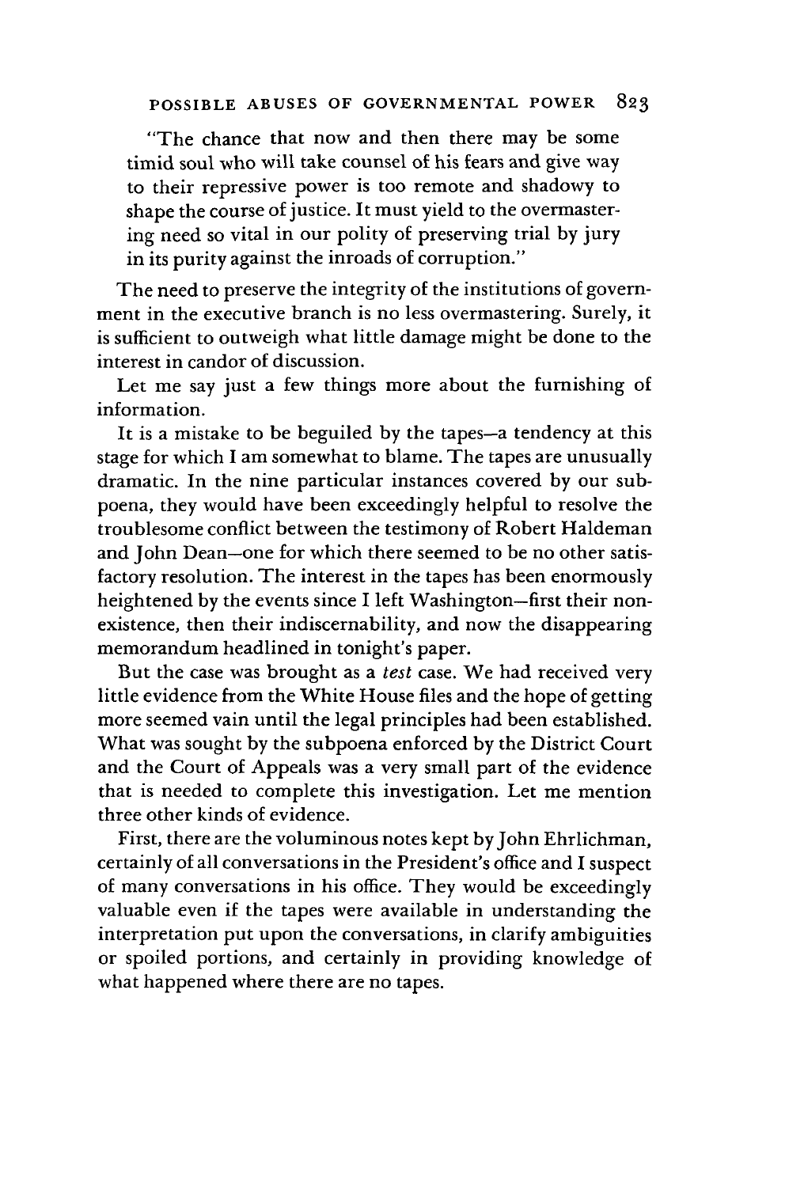> "The chance that now and then there may be some timid soul who will take counsel of his fears and give way to their repressive power is too remote and shadowy to shape the course of justice. It must yield to the overmastering need so vital in our polity of preserving trial by jury in its purity against the inroads of corruption."

The need to preserve the integrity of the institutions of government in the executive branch is no less overmastering. Surely, it is sufficient to outweigh what little damage might be done to the interest in candor of discussion.

Let me say just a few things more about the furnishing of information.

It is a mistake to be beguiled by the tapes—a tendency at this stage for which I am somewhat to blame. The tapes are unusually dramatic. In the nine particular instances covered by our subpoena, they would have been exceedingly helpful to resolve the troublesome conflict between the testimony of Robert Haldeman and John Dean—one for which there seemed to be no other satisfactory resolution. The interest in the tapes has been enormously heightened by the events since I left Washington—first their nonexistence, then their indiscernability, and now the disappearing memorandum headlined in tonight's paper.

But the case was brought as a *test* case. We had received very little evidence from the White House files and the hope of getting more seemed vain until the legal principles had been established. What was sought by the subpoena enforced by the District Court and the Court of Appeals was a very small part of the evidence that is needed to complete this investigation. Let me mention three other kinds of evidence.

First, there are the voluminous notes kept by John Ehrlichman, certainly of all conversations in the President's office and I suspect of many conversations in his office. They would be exceedingly valuable even if the tapes were available in understanding the interpretation put upon the conversations, in clarify ambiguities or spoiled portions, and certainly in providing knowledge of what happened where there are no tapes.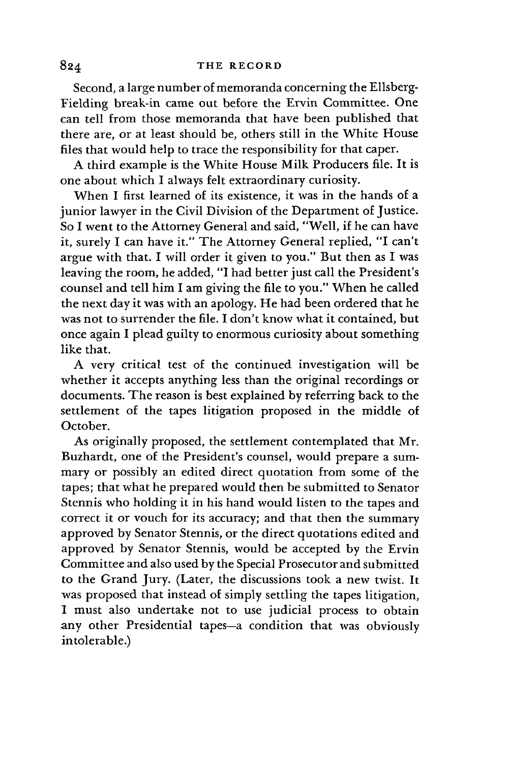Second, a large number of memoranda concerning the Ellsberg-Fielding break-in came out before the Ervin Committee. One can tell from those memoranda that have been published that there are, or at least should be, others still in the White House files that would help to trace the responsibility for that caper.

A third example is the White House Milk Producers file. It is one about which I always felt extraordinary curiosity.

When I first learned of its existence, it was in the hands of a junior lawyer in the Civil Division of the Department of Justice. So I went to the Attorney General and said, "Well, if he can have it, surely I can have it." The Attorney General replied, "I can't argue with that. I will order it given to you." But then as I was leaving the room, he added, "I had better just call the President's counsel and tell him I am giving the file to you." When he called the next day it was with an apology. He had been ordered that he was not to surrender the file. I don't know what it contained, but once again I plead guilty to enormous curiosity about something like that.

A very critical test of the continued investigation will be whether it accepts anything less than the original recordings or documents. The reason is best explained by referring back to the settlement of the tapes litigation proposed in the middle of October.

As originally proposed, the settlement contemplated that Mr. Buzhardt, one of the President's counsel, would prepare a summary or possibly an edited direct quotation from some of the tapes; that what he prepared would then be submitted to Senator Stennis who holding it in his hand would listen to the tapes and correct it or vouch for its accuracy; and that then the summary approved by Senator Stennis, or the direct quotations edited and approved by Senator Stennis, would be accepted by the Ervin Committee and also used by the Special Prosecutor and submitted to the Grand Jury. (Later, the discussions took a new twist. It was proposed that instead of simply settling the tapes litigation, I must also undertake not to use judicial process to obtain any other Presidential tapes—a condition that was obviously intolerable.)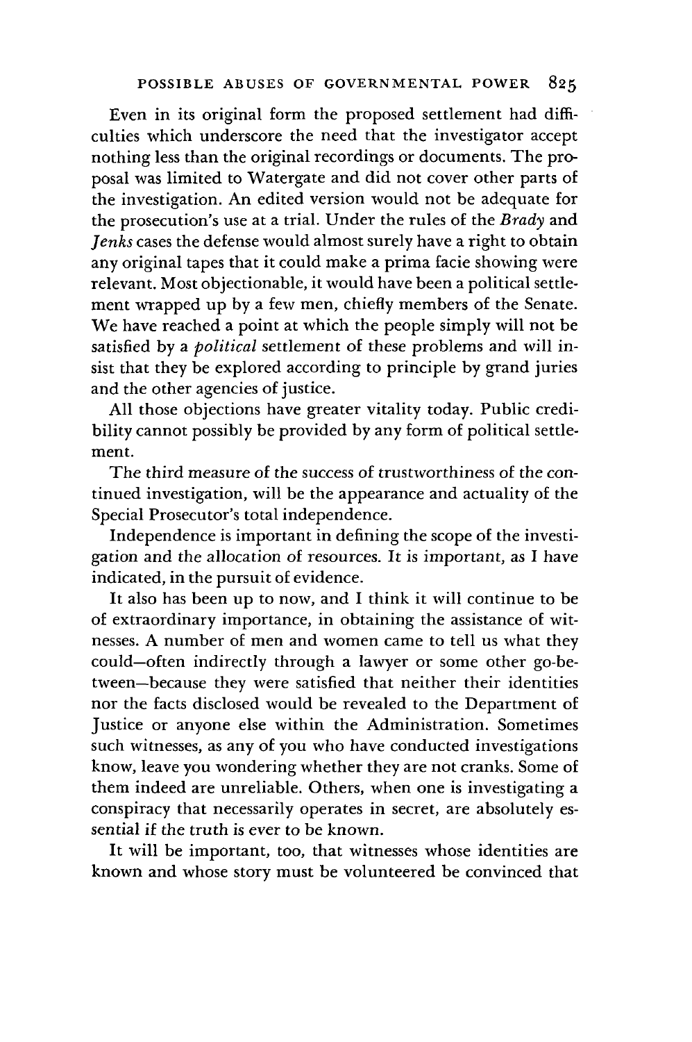Even in its original form the proposed settlement had difficulties which underscore the need that the investigator accept nothing less than the original recordings or documents. The proposal was limited to Watergate and did not cover other parts of the investigation. An edited version would not be adequate for the prosecution's use at a trial. Under the rules of the *Brady* and *Jenks* cases the defense would almost surely have a right to obtain any original tapes that it could make a prima facie showing were relevant. Most objectionable, it would have been a political settlement wrapped up by a few men, chiefly members of the Senate. We have reached a point at which the people simply will not be satisfied by a *political* settlement of these problems and will insist that they be explored according to principle by grand juries and the other agencies of justice.

All those objections have greater vitality today. Public credibility cannot possibly be provided by any form of political settlement.

The third measure of the success of trustworthiness of the continued investigation, will be the appearance and actuality of the Special Prosecutor's total independence.

Independence is important in defining the scope of the investigation and the allocation of resources. It is important, as I have indicated, in the pursuit of evidence.

It also has been up to now, and I think it will continue to be of extraordinary importance, in obtaining the assistance of witnesses. A number of men and women came to tell us what they could—often indirectly through a lawyer or some other go-between—because they were satisfied that neither their identities nor the facts disclosed would be revealed to the Department of Justice or anyone else within the Administration. Sometimes such witnesses, as any of you who have conducted investigations know, leave you wondering whether they are not cranks. Some of them indeed are unreliable. Others, when one is investigating a conspiracy that necessarily operates in secret, are absolutely essential if the truth is ever to be known.

It will be important, too, that witnesses whose identities are known and whose story must be volunteered be convinced that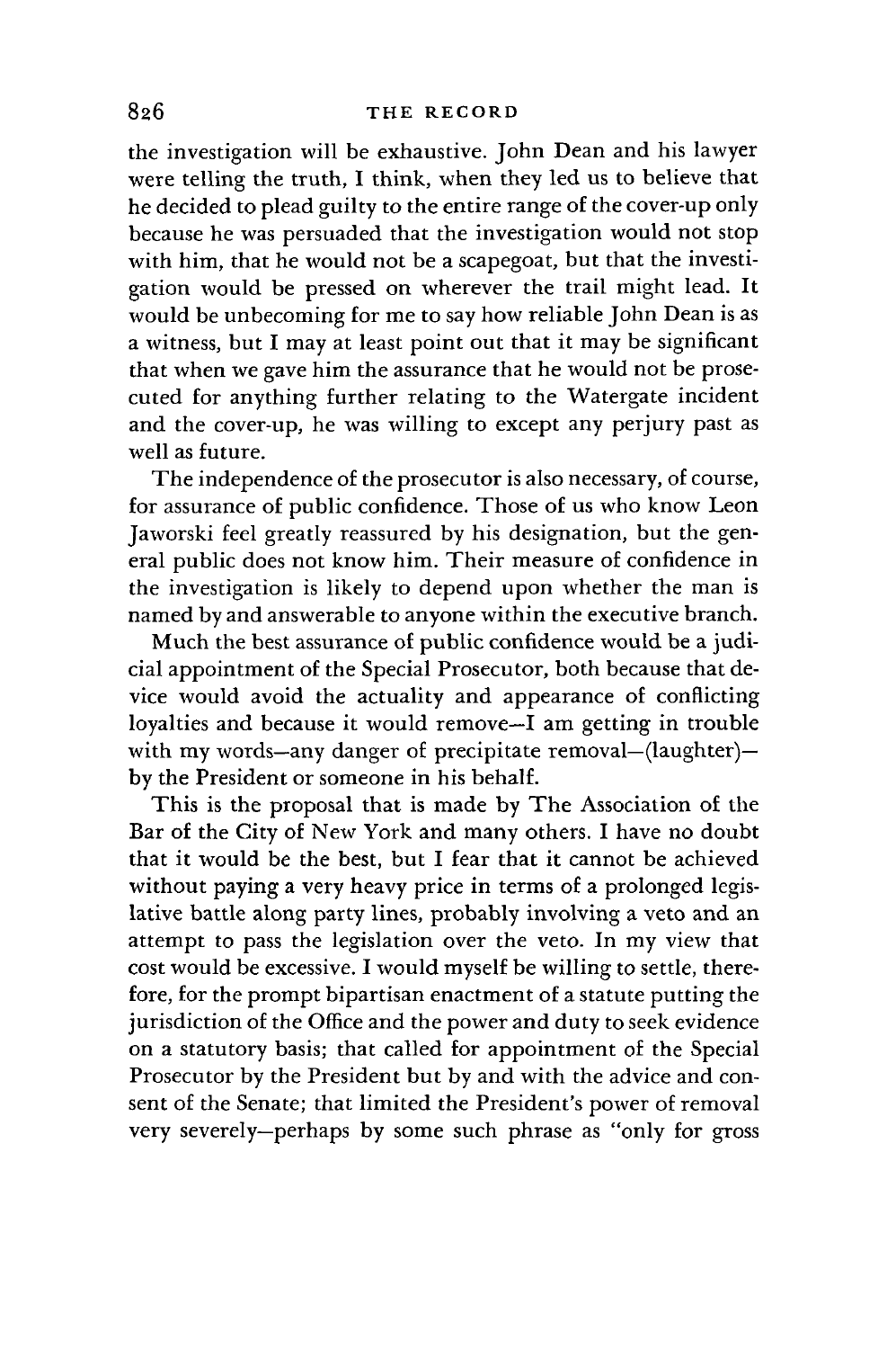the investigation will be exhaustive. John Dean and his lawyer were telling the truth, I think, when they led us to believe that he decided to plead guilty to the entire range of the cover-up only because he was persuaded that the investigation would not stop with him, that he would not be a scapegoat, but that the investigation would be pressed on wherever the trail might lead. It would be unbecoming for me to say how reliable John Dean is as a witness, but I may at least point out that it may be significant that when we gave him the assurance that he would not be prosecuted for anything further relating to the Watergate incident and the cover-up, he was willing to except any perjury past as well as future.

The independence of the prosecutor is also necessary, of course, for assurance of public confidence. Those of us who know Leon Jaworski feel greatly reassured by his designation, but the general public does not know him. Their measure of confidence in the investigation is likely to depend upon whether the man is named by and answerable to anyone within the executive branch.

Much the best assurance of public confidence would be a judicial appointment of the Special Prosecutor, both because that device would avoid the actuality and appearance of conflicting loyalties and because it would remove—I am getting in trouble with my words—any danger of precipitate removal—(laughter)—by the President or someone in his behalf.

This is the proposal that is made by The Association of the Bar of the City of New York and many others. I have no doubt that it would be the best, but I fear that it cannot be achieved without paying a very heavy price in terms of a prolonged legislative battle along party lines, probably involving a veto and an attempt to pass the legislation over the veto. In my view that cost would be excessive. I would myself be willing to settle, therefore, for the prompt bipartisan enactment of a statute putting the jurisdiction of the Office and the power and duty to seek evidence on a statutory basis; that called for appointment of the Special Prosecutor by the President but by and with the advice and consent of the Senate; that limited the President's power of removal very severely—perhaps by some such phrase as "only for gross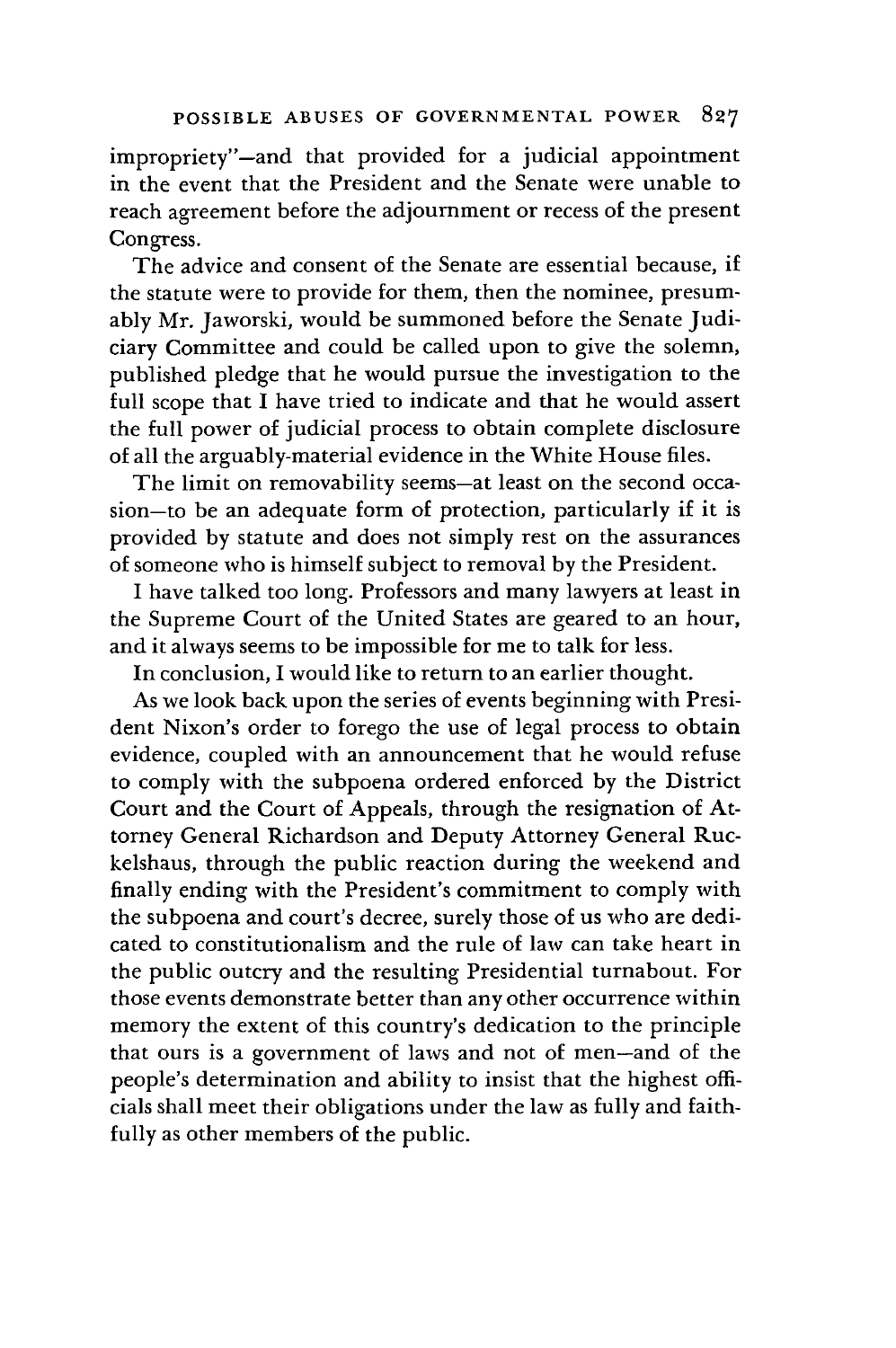impropriety"—and that provided for a judicial appointment in the event that the President and the Senate were unable to reach agreement before the adjournment or recess of the present Congress.

The advice and consent of the Senate are essential because, if the statute were to provide for them, then the nominee, presumably Mr. Jaworski, would be summoned before the Senate Judiciary Committee and could be called upon to give the solemn, published pledge that he would pursue the investigation to the full scope that I have tried to indicate and that he would assert the full power of judicial process to obtain complete disclosure of all the arguably-material evidence in the White House files.

The limit on removability seems—at least on the second occasion—to be an adequate form of protection, particularly if it is provided by statute and does not simply rest on the assurances of someone who is himself subject to removal by the President.

I have talked too long. Professors and many lawyers at least in the Supreme Court of the United States are geared to an hour, and it always seems to be impossible for me to talk for less.

In conclusion, I would like to return to an earlier thought.

As we look back upon the series of events beginning with President Nixon's order to forego the use of legal process to obtain evidence, coupled with an announcement that he would refuse to comply with the subpoena ordered enforced by the District Court and the Court of Appeals, through the resignation of Attorney General Richardson and Deputy Attorney General Ruckelshaus, through the public reaction during the weekend and finally ending with the President's commitment to comply with the subpoena and court's decree, surely those of us who are dedicated to constitutionalism and the rule of law can take heart in the public outcry and the resulting Presidential turnabout. For those events demonstrate better than any other occurrence within memory the extent of this country's dedication to the principle that ours is a government of laws and not of men—and of the people's determination and ability to insist that the highest officials shall meet their obligations under the law as fully and faithfully as other members of the public.